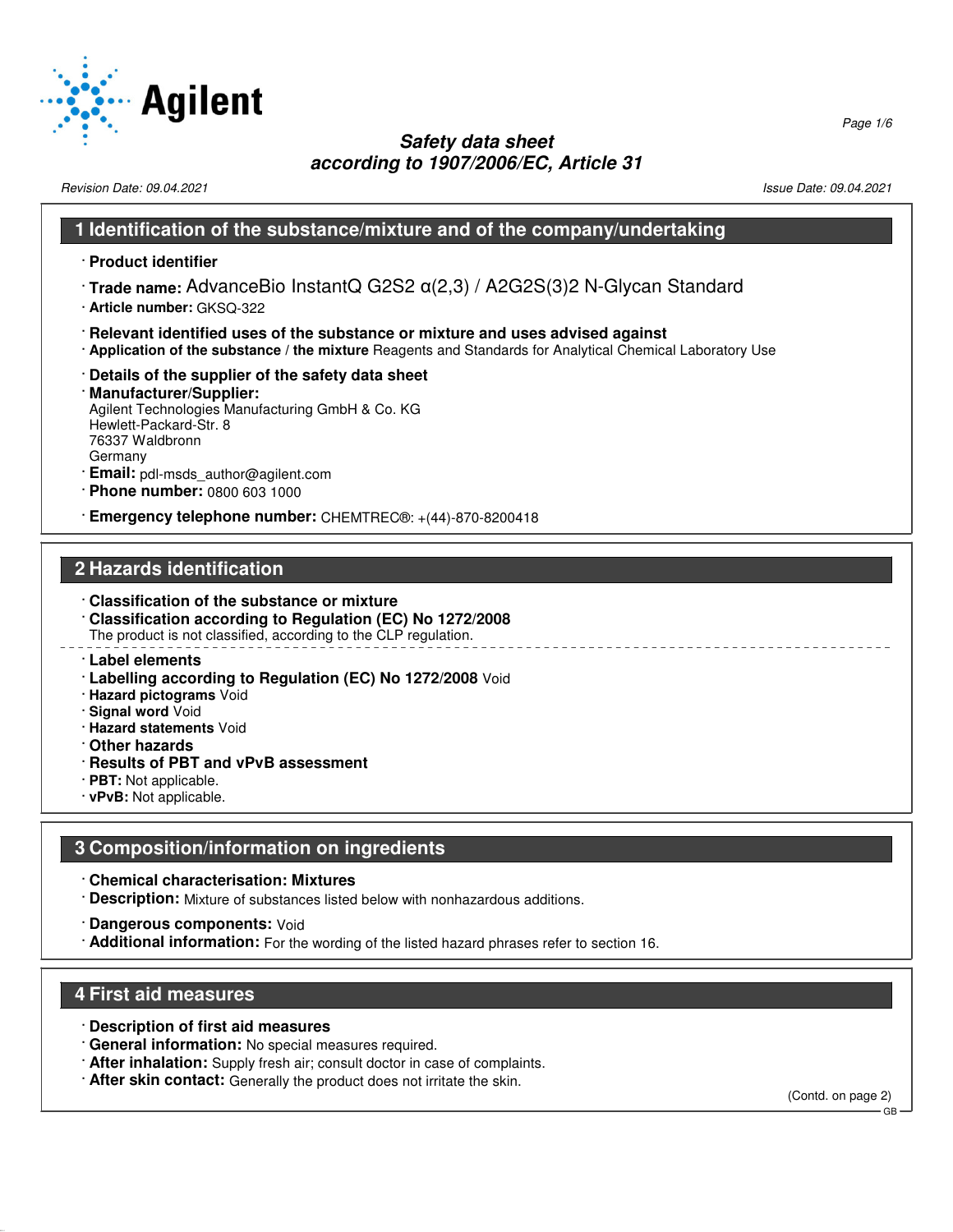# Safety data sheet
## according to 1907/2006/EC, Article 31

Revision Date: 09.04.2021 — Issue Date: 09.04.2021

## 1 Identification of the substance/mixture and of the company/undertaking

- **Product identifier**
- **Trade name:** AdvanceBio InstantQ G2S2 α(2,3) / A2G2S(3)2 N-Glycan Standard
- **Article number:** GKSQ-322
- **Relevant identified uses of the substance or mixture and uses advised against**
- **Application of the substance / the mixture** Reagents and Standards for Analytical Chemical Laboratory Use
- **Details of the supplier of the safety data sheet**
- **Manufacturer/Supplier:**
  Agilent Technologies Manufacturing GmbH & Co. KG
  Hewlett-Packard-Str. 8
  76337 Waldbronn
  Germany
- **Email:** pdl-msds_author@agilent.com
- **Phone number:** 0800 603 1000
- **Emergency telephone number:** CHEMTREC®: +(44)-870-8200418

## 2 Hazards identification

- **Classification of the substance or mixture**
- **Classification according to Regulation (EC) No 1272/2008**
  The product is not classified, according to the CLP regulation.

---

- **Label elements**
- **Labelling according to Regulation (EC) No 1272/2008** Void
- **Hazard pictograms** Void
- **Signal word** Void
- **Hazard statements** Void
- **Other hazards**
- **Results of PBT and vPvB assessment**
- **PBT:** Not applicable.
- **vPvB:** Not applicable.

## 3 Composition/information on ingredients

- **Chemical characterisation: Mixtures**
- **Description:** Mixture of substances listed below with nonhazardous additions.
- **Dangerous components:** Void
- **Additional information:** For the wording of the listed hazard phrases refer to section 16.

## 4 First aid measures

- **Description of first aid measures**
- **General information:** No special measures required.
- **After inhalation:** Supply fresh air; consult doctor in case of complaints.
- **After skin contact:** Generally the product does not irritate the skin.

(Contd. on page 2)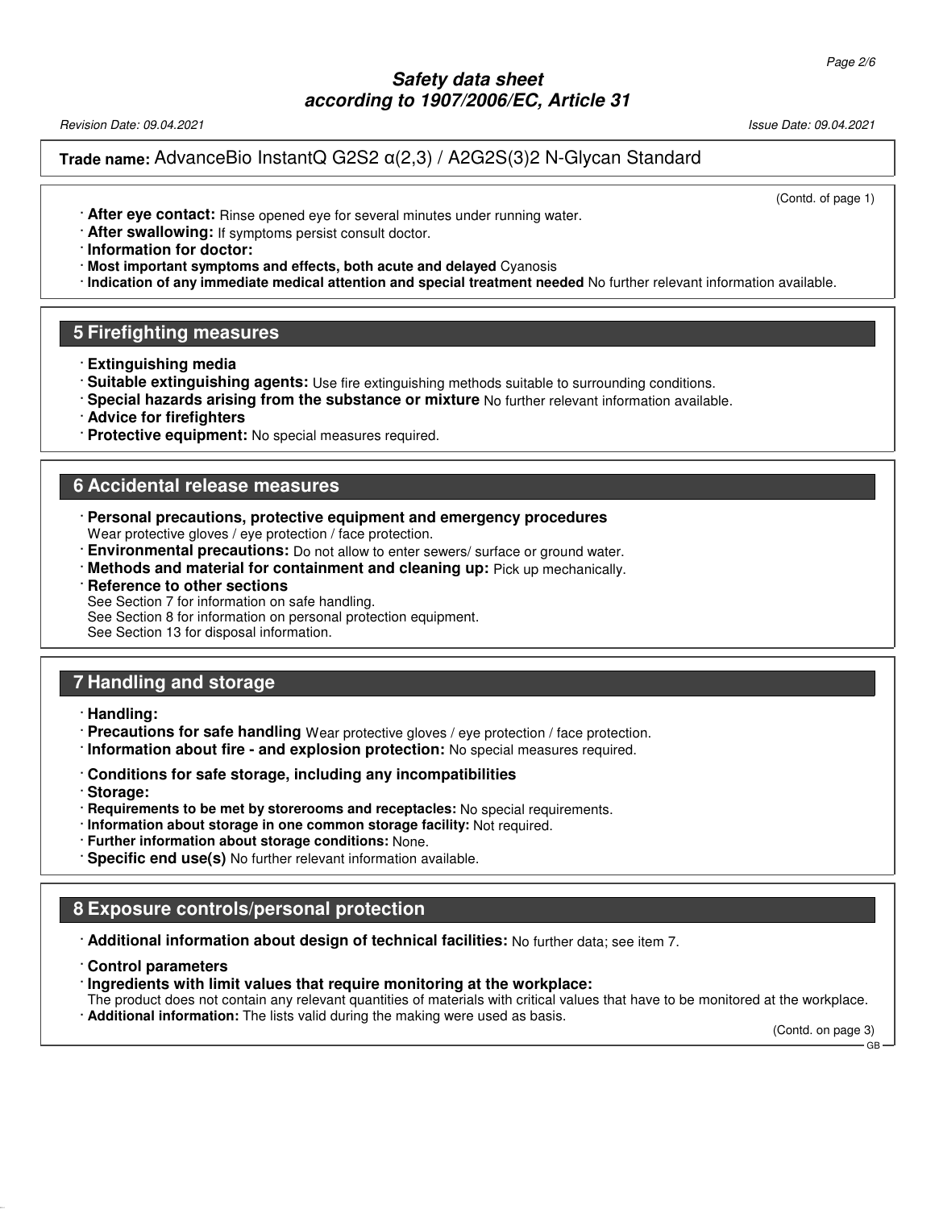**Trade name:** AdvanceBio InstantQ G2S2 α(2,3) / A2G2S(3)2 N-Glycan Standard

(Contd. of page 1)

- **After eye contact:** Rinse opened eye for several minutes under running water.
- **After swallowing:** If symptoms persist consult doctor.
- **Information for doctor:**
- **Most important symptoms and effects, both acute and delayed** Cyanosis
- **Indication of any immediate medical attention and special treatment needed** No further relevant information available.

## 5 Firefighting measures

- **Extinguishing media**
- **Suitable extinguishing agents:** Use fire extinguishing methods suitable to surrounding conditions.
- **Special hazards arising from the substance or mixture** No further relevant information available.
- **Advice for firefighters**
- **Protective equipment:** No special measures required.

## 6 Accidental release measures

- **Personal precautions, protective equipment and emergency procedures**
  Wear protective gloves / eye protection / face protection.
- **Environmental precautions:** Do not allow to enter sewers/ surface or ground water.
- **Methods and material for containment and cleaning up:** Pick up mechanically.
- **Reference to other sections**
  See Section 7 for information on safe handling.
  See Section 8 for information on personal protection equipment.
  See Section 13 for disposal information.

## 7 Handling and storage

- **Handling:**
- **Precautions for safe handling** Wear protective gloves / eye protection / face protection.
- **Information about fire - and explosion protection:** No special measures required.
- **Conditions for safe storage, including any incompatibilities**
- **Storage:**
- **Requirements to be met by storerooms and receptacles:** No special requirements.
- **Information about storage in one common storage facility:** Not required.
- **Further information about storage conditions:** None.
- **Specific end use(s)** No further relevant information available.

## 8 Exposure controls/personal protection

- **Additional information about design of technical facilities:** No further data; see item 7.
- **Control parameters**
- **Ingredients with limit values that require monitoring at the workplace:**
  The product does not contain any relevant quantities of materials with critical values that have to be monitored at the workplace.
- **Additional information:** The lists valid during the making were used as basis.

(Contd. on page 3)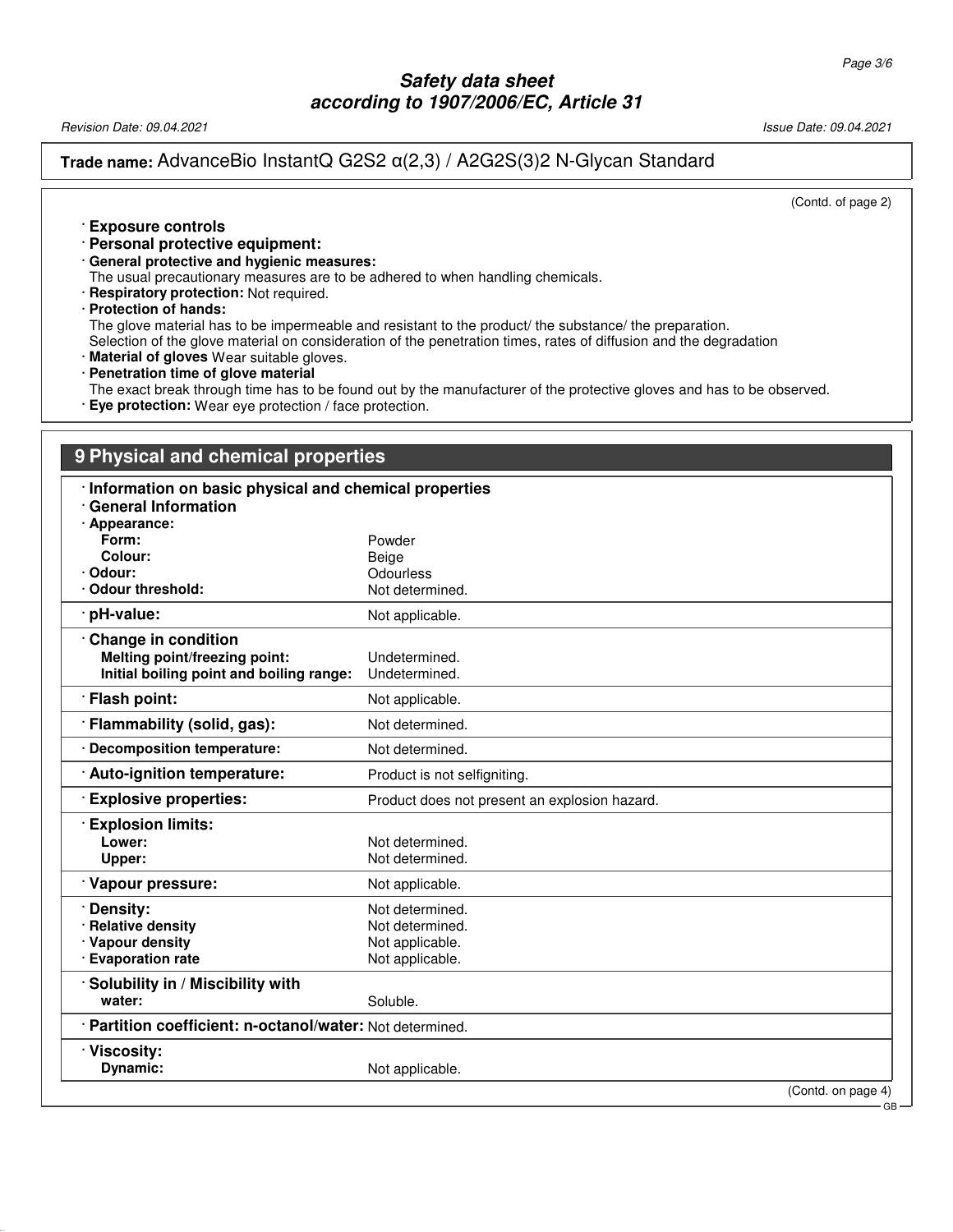**Trade name:** AdvanceBio InstantQ G2S2 α(2,3) / A2G2S(3)2 N-Glycan Standard

(Contd. of page 2)

· **Exposure controls**

· **Personal protective equipment:**

· **General protective and hygienic measures:**
The usual precautionary measures are to be adhered to when handling chemicals.

· **Respiratory protection:** Not required.

· **Protection of hands:**
The glove material has to be impermeable and resistant to the product/ the substance/ the preparation.
Selection of the glove material on consideration of the penetration times, rates of diffusion and the degradation

· **Material of gloves** Wear suitable gloves.

· **Penetration time of glove material**
The exact break through time has to be found out by the manufacturer of the protective gloves and has to be observed.

· **Eye protection:** Wear eye protection / face protection.

## 9 Physical and chemical properties

· **Information on basic physical and chemical properties**

· **General Information**

| Property | Value |
|---|---|
| · **Appearance:** | |
| **Form:** | Powder |
| **Colour:** | Beige |
| · **Odour:** | Odourless |
| · **Odour threshold:** | Not determined. |
| · **pH-value:** | Not applicable. |
| · **Change in condition** | |
| **Melting point/freezing point:** | Undetermined. |
| **Initial boiling point and boiling range:** | Undetermined. |
| · **Flash point:** | Not applicable. |
| · **Flammability (solid, gas):** | Not determined. |
| · **Decomposition temperature:** | Not determined. |
| · **Auto-ignition temperature:** | Product is not selfigniting. |
| · **Explosive properties:** | Product does not present an explosion hazard. |
| · **Explosion limits:** | |
| **Lower:** | Not determined. |
| **Upper:** | Not determined. |
| · **Vapour pressure:** | Not applicable. |
| · **Density:** | Not determined. |
| · **Relative density** | Not determined. |
| · **Vapour density** | Not applicable. |
| · **Evaporation rate** | Not applicable. |
| · **Solubility in / Miscibility with** | |
| **water:** | Soluble. |
| · **Partition coefficient: n-octanol/water:** | Not determined. |
| · **Viscosity:** | |
| **Dynamic:** | Not applicable. |

(Contd. on page 4)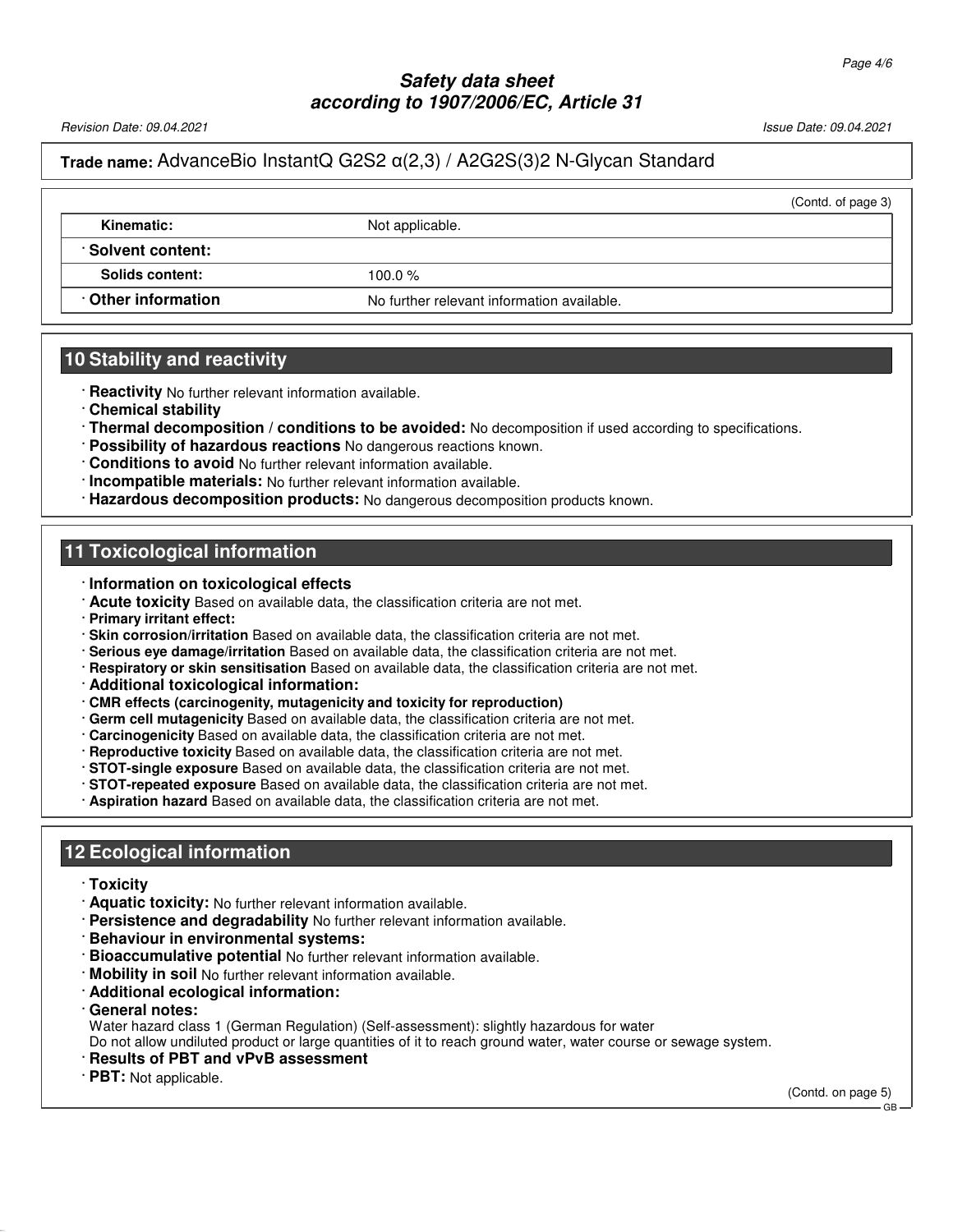(Contd. of page 3)

| | |
|---|---|
| Kinematic: | Not applicable. |
| · **Solvent content:** | |
| **Solids content:** | 100.0 % |
| · **Other information** | No further relevant information available. |

## 10 Stability and reactivity

· **Reactivity** No further relevant information available.
· **Chemical stability**
· **Thermal decomposition / conditions to be avoided:** No decomposition if used according to specifications.
· **Possibility of hazardous reactions** No dangerous reactions known.
· **Conditions to avoid** No further relevant information available.
· **Incompatible materials:** No further relevant information available.
· **Hazardous decomposition products:** No dangerous decomposition products known.

## 11 Toxicological information

· **Information on toxicological effects**
· **Acute toxicity** Based on available data, the classification criteria are not met.
· **Primary irritant effect:**
· **Skin corrosion/irritation** Based on available data, the classification criteria are not met.
· **Serious eye damage/irritation** Based on available data, the classification criteria are not met.
· **Respiratory or skin sensitisation** Based on available data, the classification criteria are not met.
· **Additional toxicological information:**
· **CMR effects (carcinogenity, mutagenicity and toxicity for reproduction)**
· **Germ cell mutagenicity** Based on available data, the classification criteria are not met.
· **Carcinogenicity** Based on available data, the classification criteria are not met.
· **Reproductive toxicity** Based on available data, the classification criteria are not met.
· **STOT-single exposure** Based on available data, the classification criteria are not met.
· **STOT-repeated exposure** Based on available data, the classification criteria are not met.
· **Aspiration hazard** Based on available data, the classification criteria are not met.

## 12 Ecological information

· **Toxicity**
· **Aquatic toxicity:** No further relevant information available.
· **Persistence and degradability** No further relevant information available.
· **Behaviour in environmental systems:**
· **Bioaccumulative potential** No further relevant information available.
· **Mobility in soil** No further relevant information available.
· **Additional ecological information:**
· **General notes:**
Water hazard class 1 (German Regulation) (Self-assessment): slightly hazardous for water
Do not allow undiluted product or large quantities of it to reach ground water, water course or sewage system.
· **Results of PBT and vPvB assessment**
· **PBT:** Not applicable.

(Contd. on page 5)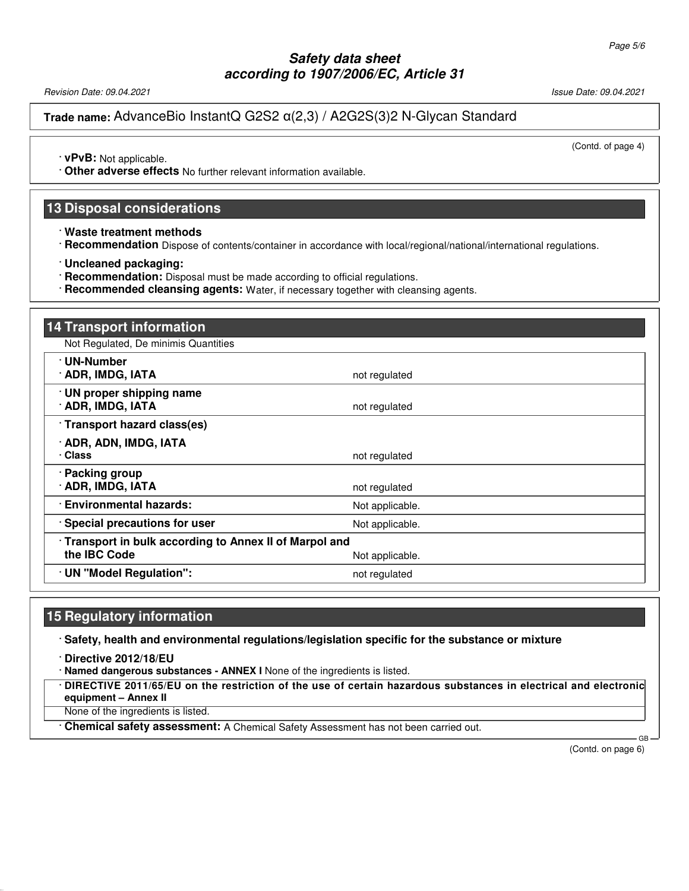**Trade name:** AdvanceBio InstantQ G2S2 α(2,3) / A2G2S(3)2 N-Glycan Standard

(Contd. of page 4)

· **vPvB:** Not applicable.
· **Other adverse effects** No further relevant information available.

## 13 Disposal considerations

· **Waste treatment methods**
· **Recommendation** Dispose of contents/container in accordance with local/regional/national/international regulations.

· **Uncleaned packaging:**
· **Recommendation:** Disposal must be made according to official regulations.
· **Recommended cleansing agents:** Water, if necessary together with cleansing agents.

## 14 Transport information

Not Regulated, De minimis Quantities

| | |
|---|---|
| · **UN-Number**<br>· **ADR, IMDG, IATA** | not regulated |
| · **UN proper shipping name**<br>· **ADR, IMDG, IATA** | not regulated |
| · **Transport hazard class(es)** | |
| · **ADR, ADN, IMDG, IATA**<br>· **Class** | not regulated |
| · **Packing group**<br>· **ADR, IMDG, IATA** | not regulated |
| · **Environmental hazards:** | Not applicable. |
| · **Special precautions for user** | Not applicable. |
| · **Transport in bulk according to Annex II of Marpol and the IBC Code** | Not applicable. |
| · **UN "Model Regulation":** | not regulated |

## 15 Regulatory information

· **Safety, health and environmental regulations/legislation specific for the substance or mixture**

· **Directive 2012/18/EU**
· **Named dangerous substances - ANNEX I** None of the ingredients is listed.

· **DIRECTIVE 2011/65/EU on the restriction of the use of certain hazardous substances in electrical and electronic equipment – Annex II**

None of the ingredients is listed.

· **Chemical safety assessment:** A Chemical Safety Assessment has not been carried out.

(Contd. on page 6)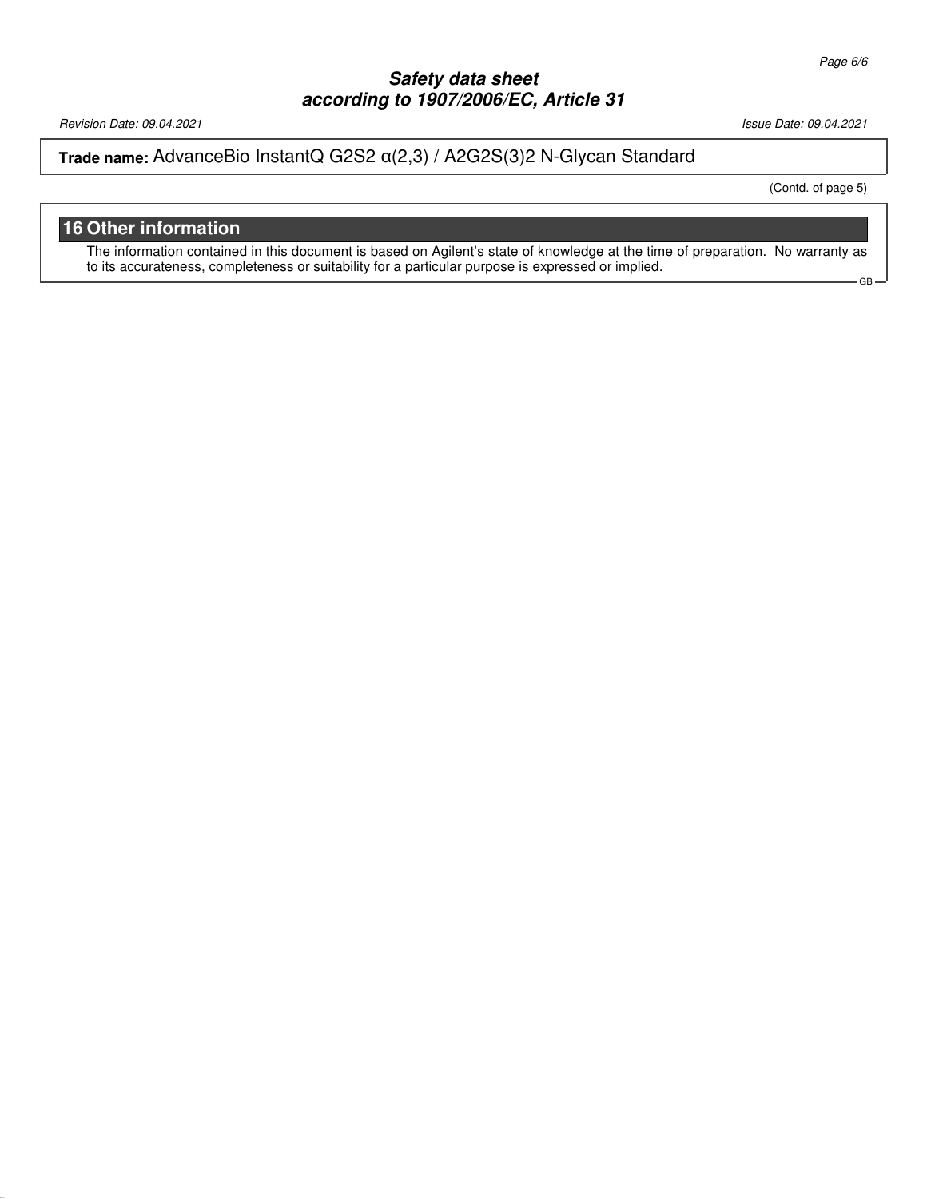**Trade name:** AdvanceBio InstantQ G2S2 α(2,3) / A2G2S(3)2 N-Glycan Standard

(Contd. of page 5)

## 16 Other information

The information contained in this document is based on Agilent's state of knowledge at the time of preparation. No warranty as to its accurateness, completeness or suitability for a particular purpose is expressed or implied.

GB